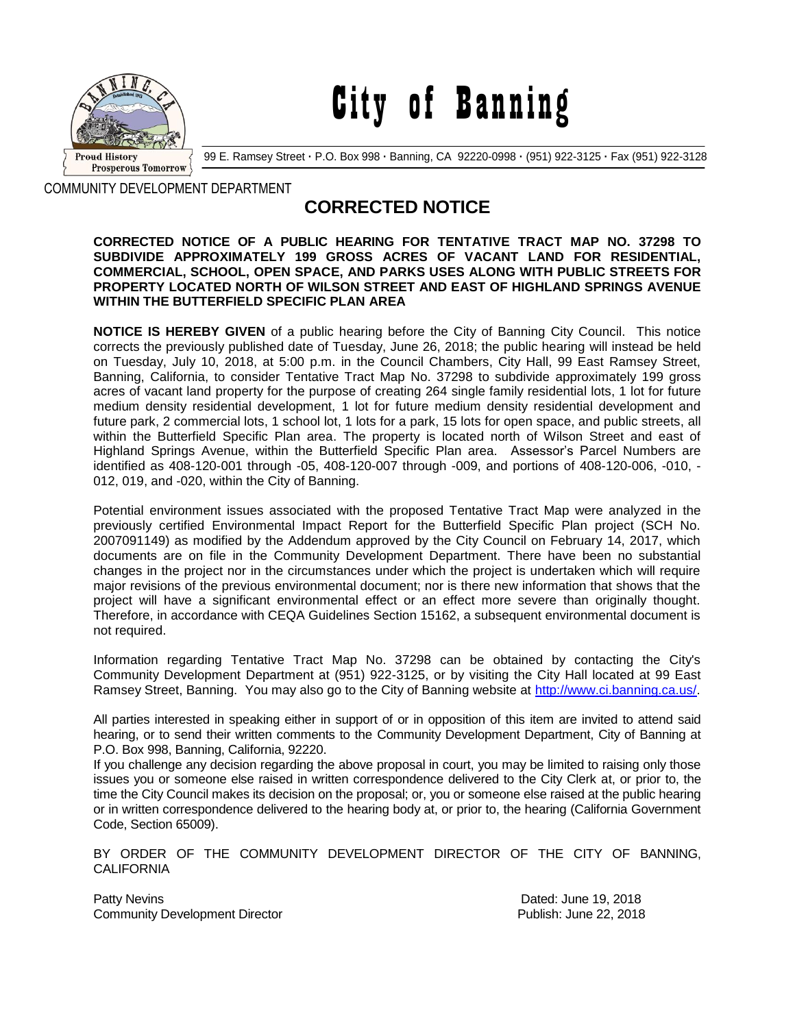# City of Banning

Proud History
Prosperous Tomorrow

99 E. Ramsey Street · P.O. Box 998 · Banning, CA 92220-0998 · (951) 922-3125 · Fax (951) 922-3128

COMMUNITY DEVELOPMENT DEPARTMENT

## CORRECTED NOTICE

**CORRECTED NOTICE OF A PUBLIC HEARING FOR TENTATIVE TRACT MAP NO. 37298 TO SUBDIVIDE APPROXIMATELY 199 GROSS ACRES OF VACANT LAND FOR RESIDENTIAL, COMMERCIAL, SCHOOL, OPEN SPACE, AND PARKS USES ALONG WITH PUBLIC STREETS FOR PROPERTY LOCATED NORTH OF WILSON STREET AND EAST OF HIGHLAND SPRINGS AVENUE WITHIN THE BUTTERFIELD SPECIFIC PLAN AREA**

**NOTICE IS HEREBY GIVEN** of a public hearing before the City of Banning City Council. This notice corrects the previously published date of Tuesday, June 26, 2018; the public hearing will instead be held on Tuesday, July 10, 2018, at 5:00 p.m. in the Council Chambers, City Hall, 99 East Ramsey Street, Banning, California, to consider Tentative Tract Map No. 37298 to subdivide approximately 199 gross acres of vacant land property for the purpose of creating 264 single family residential lots, 1 lot for future medium density residential development, 1 lot for future medium density residential development and future park, 2 commercial lots, 1 school lot, 1 lots for a park, 15 lots for open space, and public streets, all within the Butterfield Specific Plan area. The property is located north of Wilson Street and east of Highland Springs Avenue, within the Butterfield Specific Plan area. Assessor's Parcel Numbers are identified as 408-120-001 through -05, 408-120-007 through -009, and portions of 408-120-006, -010, -012, 019, and -020, within the City of Banning.

Potential environment issues associated with the proposed Tentative Tract Map were analyzed in the previously certified Environmental Impact Report for the Butterfield Specific Plan project (SCH No. 2007091149) as modified by the Addendum approved by the City Council on February 14, 2017, which documents are on file in the Community Development Department. There have been no substantial changes in the project nor in the circumstances under which the project is undertaken which will require major revisions of the previous environmental document; nor is there new information that shows that the project will have a significant environmental effect or an effect more severe than originally thought. Therefore, in accordance with CEQA Guidelines Section 15162, a subsequent environmental document is not required.

Information regarding Tentative Tract Map No. 37298 can be obtained by contacting the City's Community Development Department at (951) 922-3125, or by visiting the City Hall located at 99 East Ramsey Street, Banning. You may also go to the City of Banning website at http://www.ci.banning.ca.us/.

All parties interested in speaking either in support of or in opposition of this item are invited to attend said hearing, or to send their written comments to the Community Development Department, City of Banning at P.O. Box 998, Banning, California, 92220.

If you challenge any decision regarding the above proposal in court, you may be limited to raising only those issues you or someone else raised in written correspondence delivered to the City Clerk at, or prior to, the time the City Council makes its decision on the proposal; or, you or someone else raised at the public hearing or in written correspondence delivered to the hearing body at, or prior to, the hearing (California Government Code, Section 65009).

BY ORDER OF THE COMMUNITY DEVELOPMENT DIRECTOR OF THE CITY OF BANNING, CALIFORNIA

Patty Nevins
Community Development Director

Dated: June 19, 2018
Publish: June 22, 2018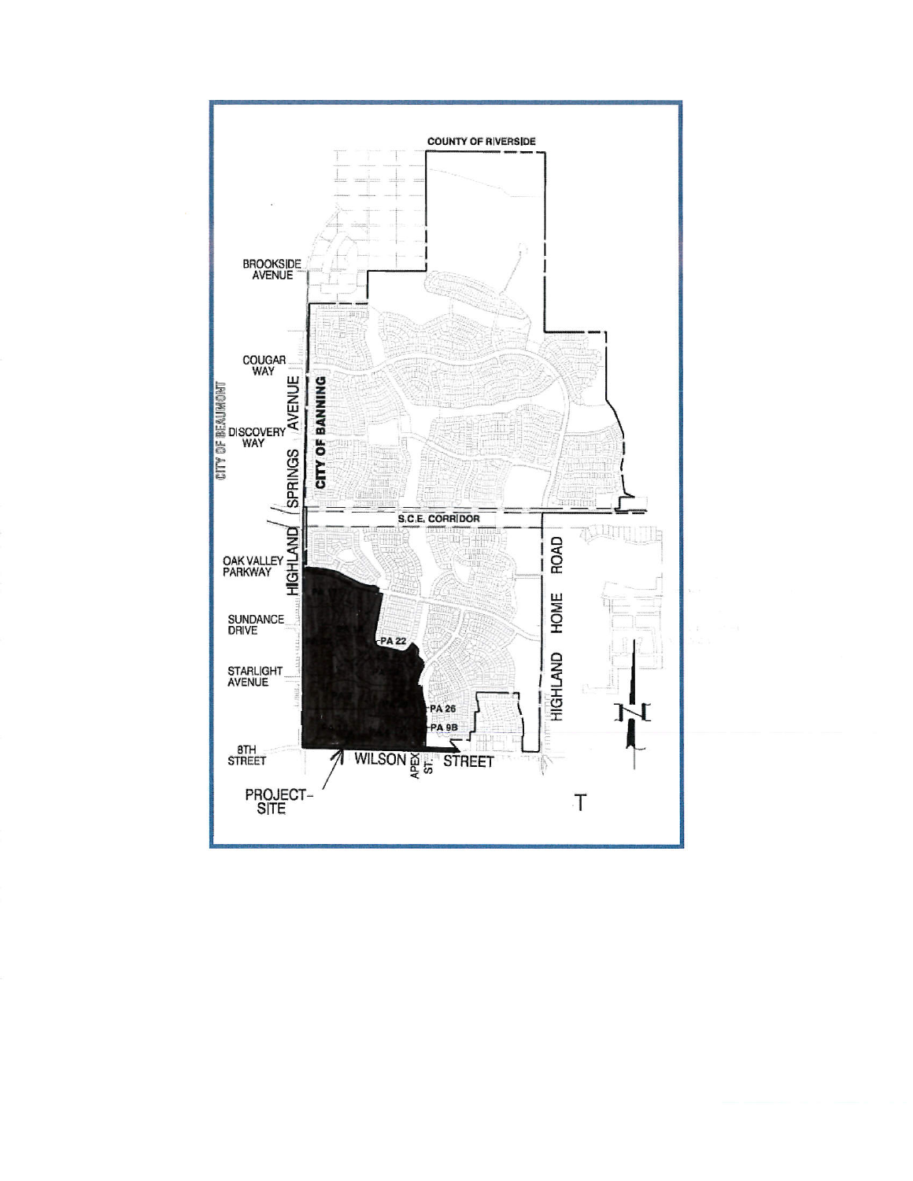COUNTY OF RIVERSIDE

BROOKSIDE AVENUE

COUGAR WAY

CITY OF BEAUMONT

DISCOVERY WAY

HIGHLAND SPRINGS AVENUE

CITY OF BANNING

S.C.E. CORRIDOR

OAK VALLEY PARKWAY

SUNDANCE DRIVE

PA 22

STARLIGHT AVENUE

PA 26

PA 9B

HIGHLAND HOME ROAD

N

8TH STREET

WILSON STREET

APEX ST.

PROJECT SITE

T